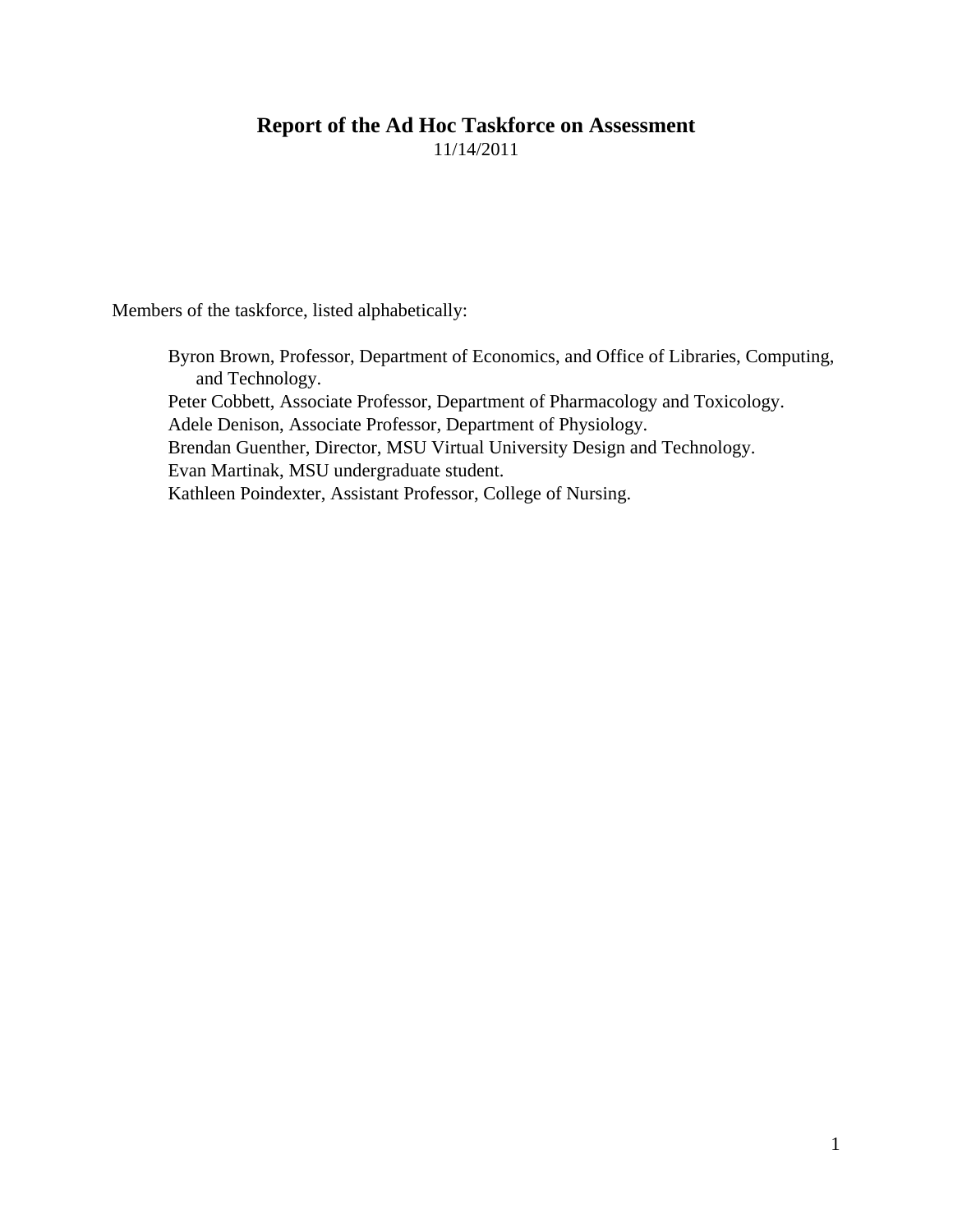# Report of the Ad Hoc Taskforce on Assessment

11/14/2011

Members of the taskforce, listed alphabetically:

Byron Brown, Professor, Department of Economics, and Office of Libraries, Computing, and Technology.
Peter Cobbett, Associate Professor, Department of Pharmacology and Toxicology.
Adele Denison, Associate Professor, Department of Physiology.
Brendan Guenther, Director, MSU Virtual University Design and Technology.
Evan Martinak, MSU undergraduate student.
Kathleen Poindexter, Assistant Professor, College of Nursing.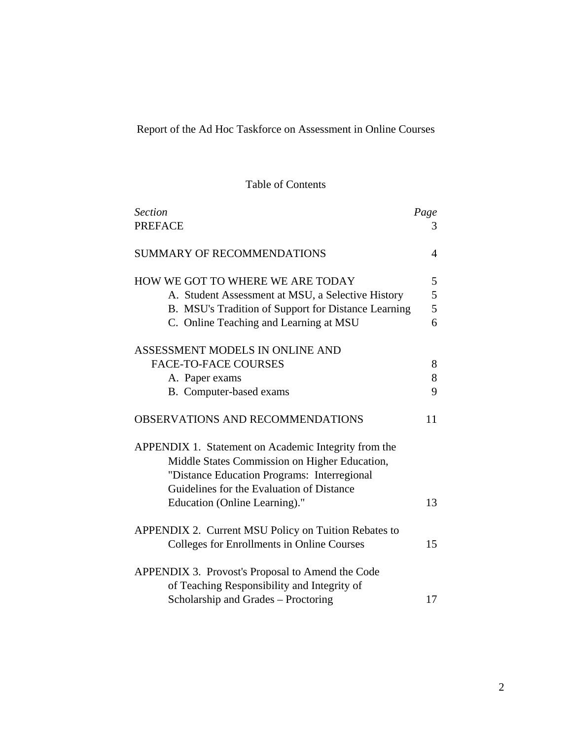Report of the Ad Hoc Taskforce on Assessment in Online Courses

Table of Contents

| *Section* | *Page* |
| --- | --- |
| PREFACE | 3 |
| SUMMARY OF RECOMMENDATIONS | 4 |
| HOW WE GOT TO WHERE WE ARE TODAY | 5 |
| A. Student Assessment at MSU, a Selective History | 5 |
| B. MSU's Tradition of Support for Distance Learning | 5 |
| C. Online Teaching and Learning at MSU | 6 |
| ASSESSMENT MODELS IN ONLINE AND FACE-TO-FACE COURSES | 8 |
| A. Paper exams | 8 |
| B. Computer-based exams | 9 |
| OBSERVATIONS AND RECOMMENDATIONS | 11 |
| APPENDIX 1. Statement on Academic Integrity from the Middle States Commission on Higher Education, "Distance Education Programs: Interregional Guidelines for the Evaluation of Distance Education (Online Learning)." | 13 |
| APPENDIX 2. Current MSU Policy on Tuition Rebates to Colleges for Enrollments in Online Courses | 15 |
| APPENDIX 3. Provost's Proposal to Amend the Code of Teaching Responsibility and Integrity of Scholarship and Grades – Proctoring | 17 |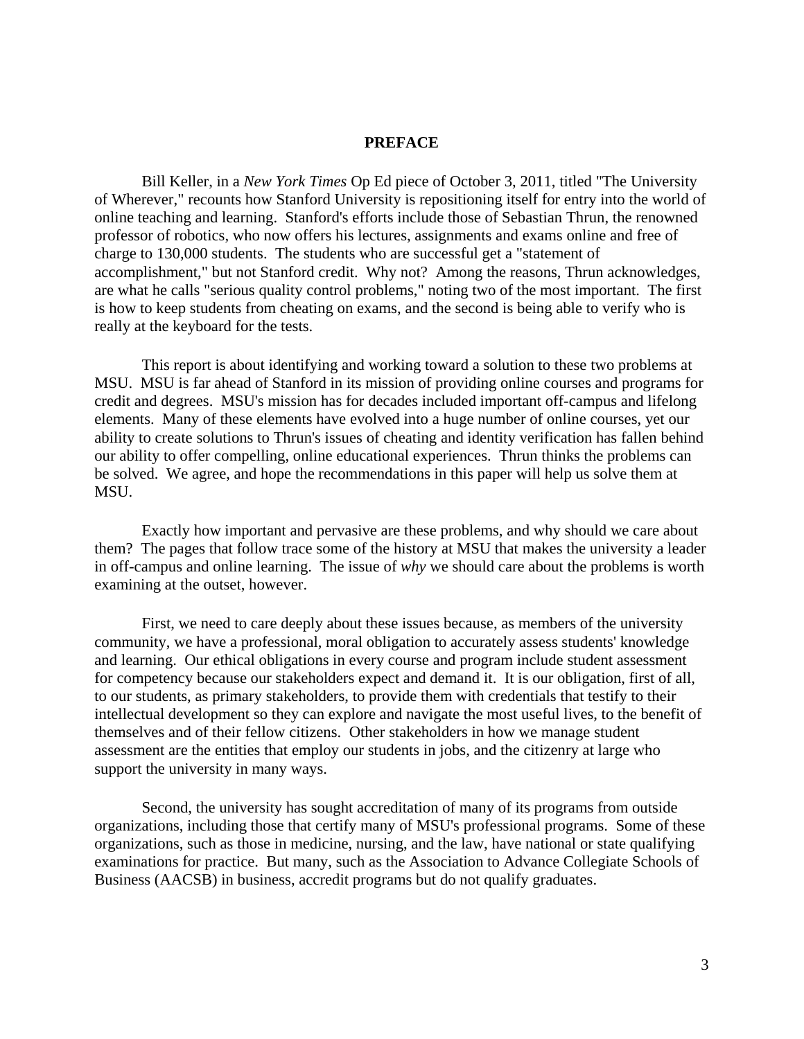## PREFACE

Bill Keller, in a *New York Times* Op Ed piece of October 3, 2011, titled "The University of Wherever," recounts how Stanford University is repositioning itself for entry into the world of online teaching and learning. Stanford's efforts include those of Sebastian Thrun, the renowned professor of robotics, who now offers his lectures, assignments and exams online and free of charge to 130,000 students. The students who are successful get a "statement of accomplishment," but not Stanford credit. Why not? Among the reasons, Thrun acknowledges, are what he calls "serious quality control problems," noting two of the most important. The first is how to keep students from cheating on exams, and the second is being able to verify who is really at the keyboard for the tests.

This report is about identifying and working toward a solution to these two problems at MSU. MSU is far ahead of Stanford in its mission of providing online courses and programs for credit and degrees. MSU's mission has for decades included important off-campus and lifelong elements. Many of these elements have evolved into a huge number of online courses, yet our ability to create solutions to Thrun's issues of cheating and identity verification has fallen behind our ability to offer compelling, online educational experiences. Thrun thinks the problems can be solved. We agree, and hope the recommendations in this paper will help us solve them at MSU.

Exactly how important and pervasive are these problems, and why should we care about them? The pages that follow trace some of the history at MSU that makes the university a leader in off-campus and online learning. The issue of *why* we should care about the problems is worth examining at the outset, however.

First, we need to care deeply about these issues because, as members of the university community, we have a professional, moral obligation to accurately assess students' knowledge and learning. Our ethical obligations in every course and program include student assessment for competency because our stakeholders expect and demand it. It is our obligation, first of all, to our students, as primary stakeholders, to provide them with credentials that testify to their intellectual development so they can explore and navigate the most useful lives, to the benefit of themselves and of their fellow citizens. Other stakeholders in how we manage student assessment are the entities that employ our students in jobs, and the citizenry at large who support the university in many ways.

Second, the university has sought accreditation of many of its programs from outside organizations, including those that certify many of MSU's professional programs. Some of these organizations, such as those in medicine, nursing, and the law, have national or state qualifying examinations for practice. But many, such as the Association to Advance Collegiate Schools of Business (AACSB) in business, accredit programs but do not qualify graduates.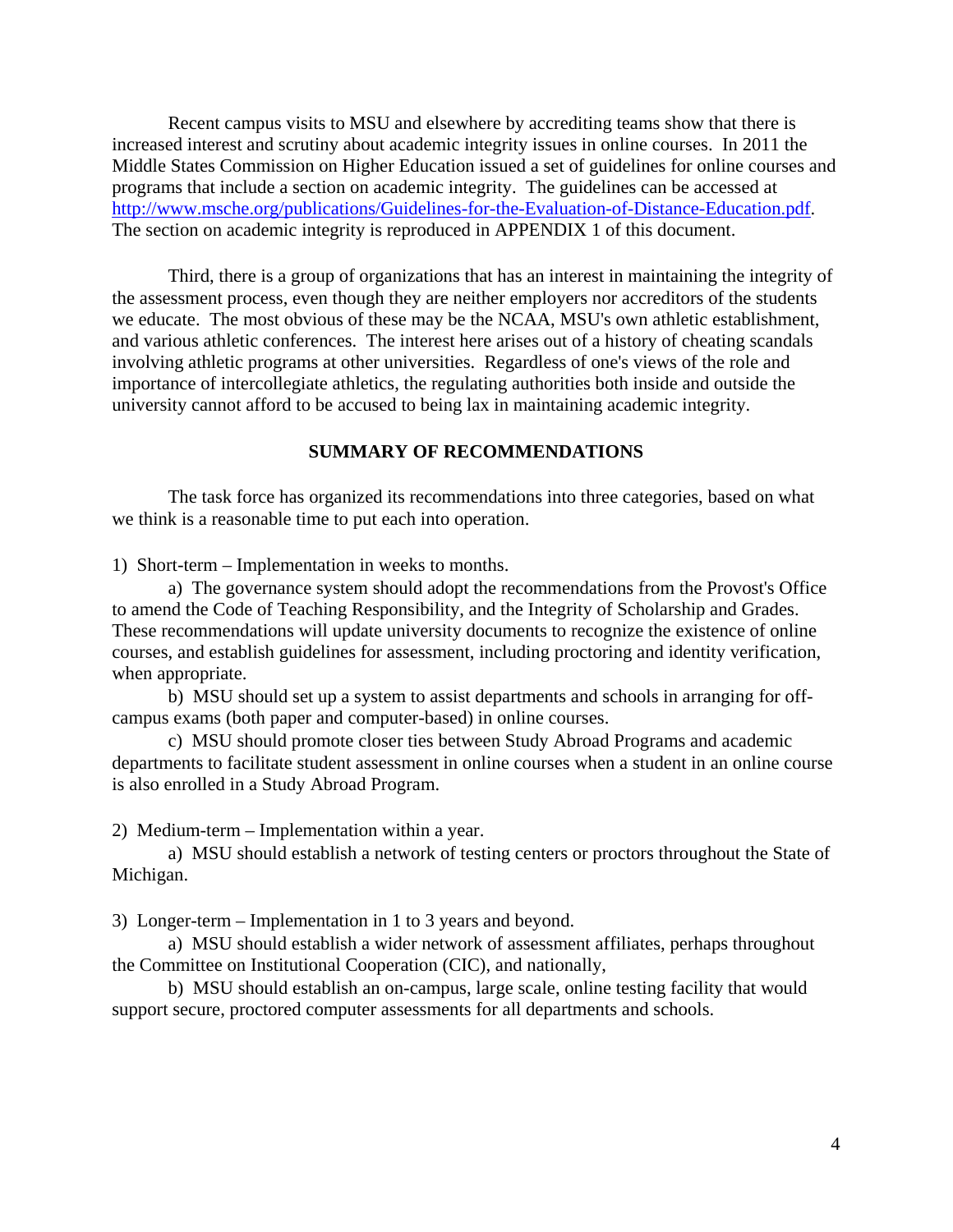Recent campus visits to MSU and elsewhere by accrediting teams show that there is increased interest and scrutiny about academic integrity issues in online courses. In 2011 the Middle States Commission on Higher Education issued a set of guidelines for online courses and programs that include a section on academic integrity. The guidelines can be accessed at [http://www.msche.org/publications/Guidelines-for-the-Evaluation-of-Distance-Education.pdf](http://www.msche.org/publications/Guidelines-for-the-Evaluation-of-Distance-Education.pdf). The section on academic integrity is reproduced in APPENDIX 1 of this document.

Third, there is a group of organizations that has an interest in maintaining the integrity of the assessment process, even though they are neither employers nor accreditors of the students we educate. The most obvious of these may be the NCAA, MSU's own athletic establishment, and various athletic conferences. The interest here arises out of a history of cheating scandals involving athletic programs at other universities. Regardless of one's views of the role and importance of intercollegiate athletics, the regulating authorities both inside and outside the university cannot afford to be accused to being lax in maintaining academic integrity.

## SUMMARY OF RECOMMENDATIONS

The task force has organized its recommendations into three categories, based on what we think is a reasonable time to put each into operation.

1) Short-term – Implementation in weeks to months.

a) The governance system should adopt the recommendations from the Provost's Office to amend the Code of Teaching Responsibility, and the Integrity of Scholarship and Grades. These recommendations will update university documents to recognize the existence of online courses, and establish guidelines for assessment, including proctoring and identity verification, when appropriate.

b) MSU should set up a system to assist departments and schools in arranging for off-campus exams (both paper and computer-based) in online courses.

c) MSU should promote closer ties between Study Abroad Programs and academic departments to facilitate student assessment in online courses when a student in an online course is also enrolled in a Study Abroad Program.

2) Medium-term – Implementation within a year.

a) MSU should establish a network of testing centers or proctors throughout the State of Michigan.

3) Longer-term – Implementation in 1 to 3 years and beyond.

a) MSU should establish a wider network of assessment affiliates, perhaps throughout the Committee on Institutional Cooperation (CIC), and nationally,

b) MSU should establish an on-campus, large scale, online testing facility that would support secure, proctored computer assessments for all departments and schools.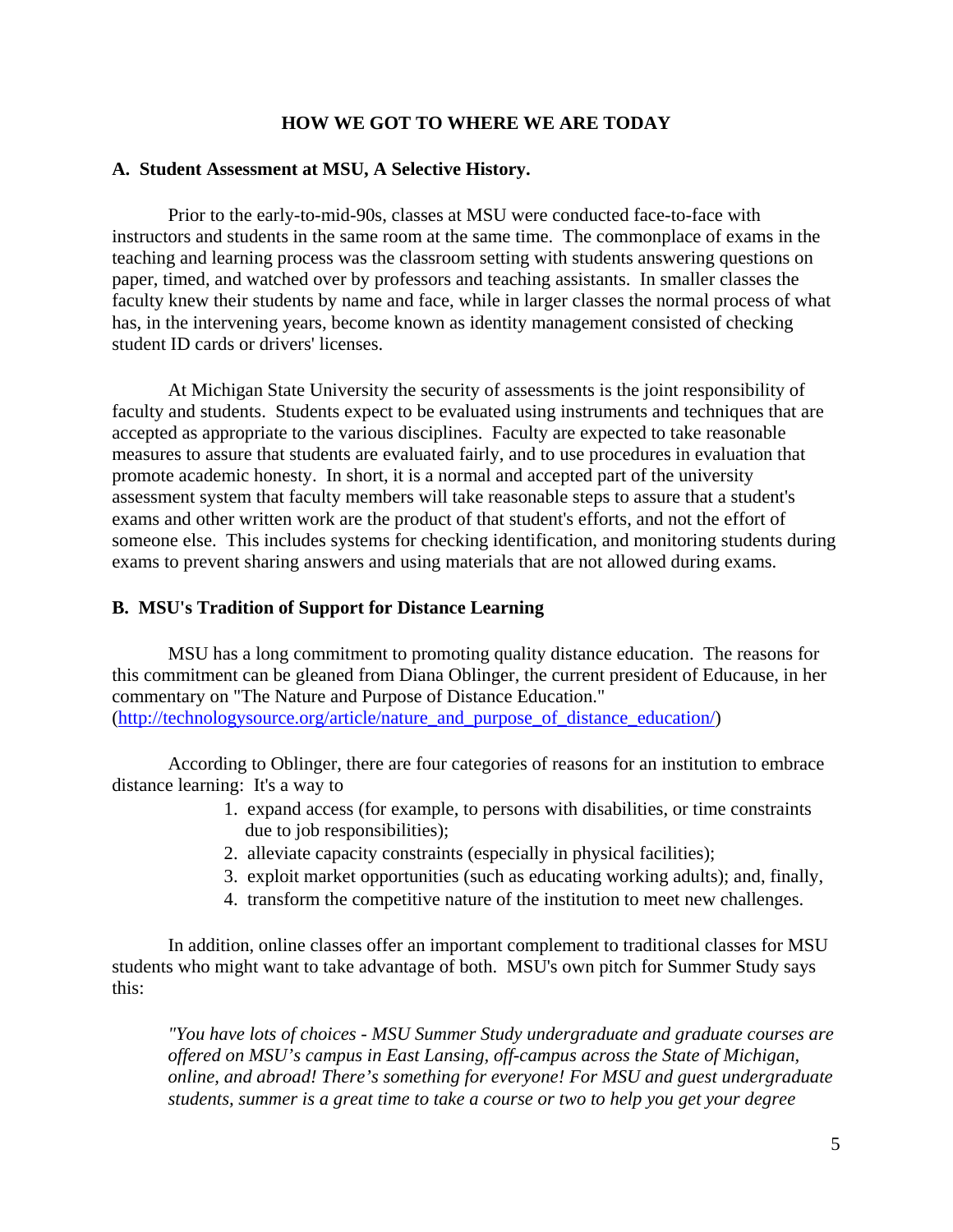## HOW WE GOT TO WHERE WE ARE TODAY

### A. Student Assessment at MSU, A Selective History.

Prior to the early-to-mid-90s, classes at MSU were conducted face-to-face with instructors and students in the same room at the same time. The commonplace of exams in the teaching and learning process was the classroom setting with students answering questions on paper, timed, and watched over by professors and teaching assistants. In smaller classes the faculty knew their students by name and face, while in larger classes the normal process of what has, in the intervening years, become known as identity management consisted of checking student ID cards or drivers' licenses.

At Michigan State University the security of assessments is the joint responsibility of faculty and students. Students expect to be evaluated using instruments and techniques that are accepted as appropriate to the various disciplines. Faculty are expected to take reasonable measures to assure that students are evaluated fairly, and to use procedures in evaluation that promote academic honesty. In short, it is a normal and accepted part of the university assessment system that faculty members will take reasonable steps to assure that a student's exams and other written work are the product of that student's efforts, and not the effort of someone else. This includes systems for checking identification, and monitoring students during exams to prevent sharing answers and using materials that are not allowed during exams.

### B. MSU's Tradition of Support for Distance Learning

MSU has a long commitment to promoting quality distance education. The reasons for this commitment can be gleaned from Diana Oblinger, the current president of Educause, in her commentary on "The Nature and Purpose of Distance Education." (http://technologysource.org/article/nature_and_purpose_of_distance_education/)

According to Oblinger, there are four categories of reasons for an institution to embrace distance learning: It's a way to

1. expand access (for example, to persons with disabilities, or time constraints due to job responsibilities);
2. alleviate capacity constraints (especially in physical facilities);
3. exploit market opportunities (such as educating working adults); and, finally,
4. transform the competitive nature of the institution to meet new challenges.

In addition, online classes offer an important complement to traditional classes for MSU students who might want to take advantage of both. MSU's own pitch for Summer Study says this:

> *"You have lots of choices - MSU Summer Study undergraduate and graduate courses are offered on MSU's campus in East Lansing, off-campus across the State of Michigan, online, and abroad! There's something for everyone! For MSU and guest undergraduate students, summer is a great time to take a course or two to help you get your degree*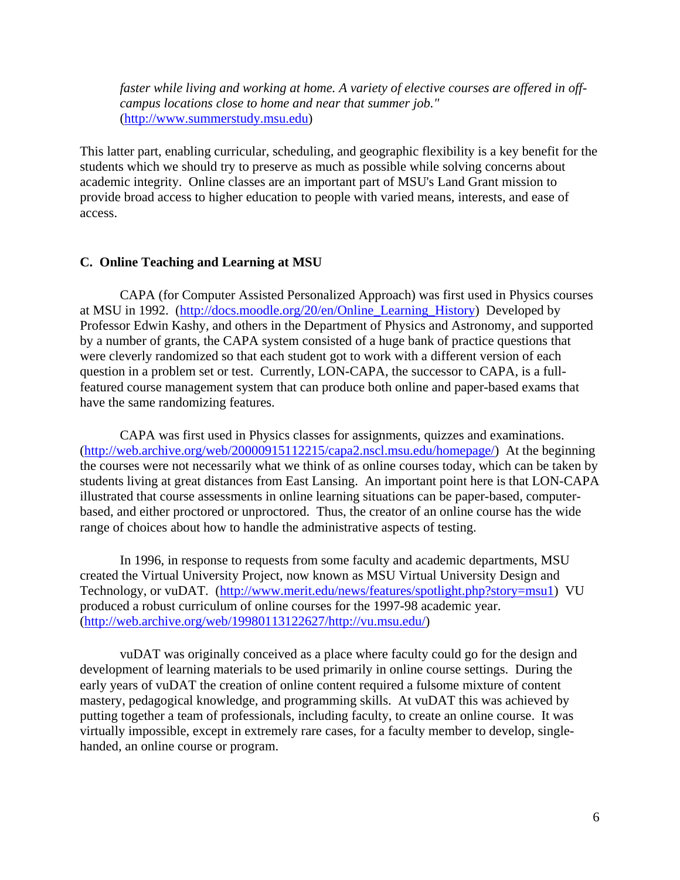*faster while living and working at home. A variety of elective courses are offered in off-campus locations close to home and near that summer job."* (http://www.summerstudy.msu.edu)

This latter part, enabling curricular, scheduling, and geographic flexibility is a key benefit for the students which we should try to preserve as much as possible while solving concerns about academic integrity. Online classes are an important part of MSU's Land Grant mission to provide broad access to higher education to people with varied means, interests, and ease of access.

### C. Online Teaching and Learning at MSU

CAPA (for Computer Assisted Personalized Approach) was first used in Physics courses at MSU in 1992. (http://docs.moodle.org/20/en/Online_Learning_History) Developed by Professor Edwin Kashy, and others in the Department of Physics and Astronomy, and supported by a number of grants, the CAPA system consisted of a huge bank of practice questions that were cleverly randomized so that each student got to work with a different version of each question in a problem set or test. Currently, LON-CAPA, the successor to CAPA, is a full-featured course management system that can produce both online and paper-based exams that have the same randomizing features.

CAPA was first used in Physics classes for assignments, quizzes and examinations. (http://web.archive.org/web/20000915112215/capa2.nscl.msu.edu/homepage/) At the beginning the courses were not necessarily what we think of as online courses today, which can be taken by students living at great distances from East Lansing. An important point here is that LON-CAPA illustrated that course assessments in online learning situations can be paper-based, computer-based, and either proctored or unproctored. Thus, the creator of an online course has the wide range of choices about how to handle the administrative aspects of testing.

In 1996, in response to requests from some faculty and academic departments, MSU created the Virtual University Project, now known as MSU Virtual University Design and Technology, or vuDAT. (http://www.merit.edu/news/features/spotlight.php?story=msu1) VU produced a robust curriculum of online courses for the 1997-98 academic year. (http://web.archive.org/web/19980113122627/http://vu.msu.edu/)

vuDAT was originally conceived as a place where faculty could go for the design and development of learning materials to be used primarily in online course settings. During the early years of vuDAT the creation of online content required a fulsome mixture of content mastery, pedagogical knowledge, and programming skills. At vuDAT this was achieved by putting together a team of professionals, including faculty, to create an online course. It was virtually impossible, except in extremely rare cases, for a faculty member to develop, single-handed, an online course or program.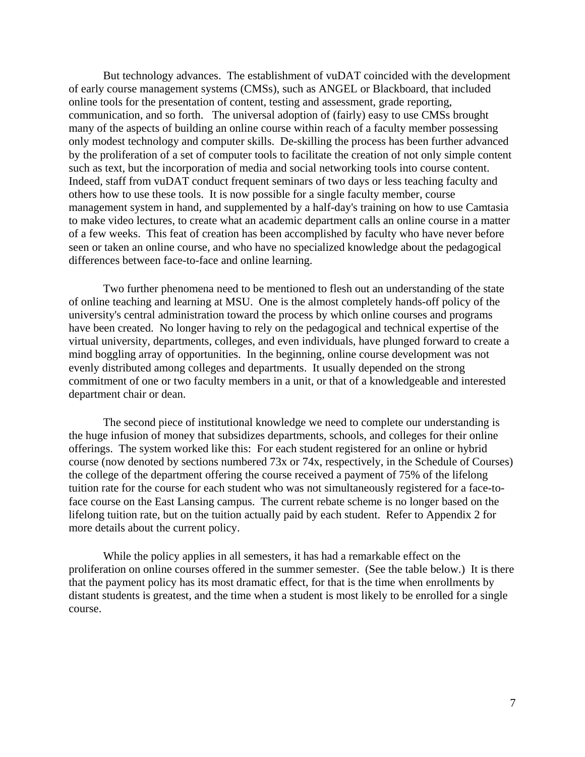But technology advances. The establishment of vuDAT coincided with the development of early course management systems (CMSs), such as ANGEL or Blackboard, that included online tools for the presentation of content, testing and assessment, grade reporting, communication, and so forth. The universal adoption of (fairly) easy to use CMSs brought many of the aspects of building an online course within reach of a faculty member possessing only modest technology and computer skills. De-skilling the process has been further advanced by the proliferation of a set of computer tools to facilitate the creation of not only simple content such as text, but the incorporation of media and social networking tools into course content. Indeed, staff from vuDAT conduct frequent seminars of two days or less teaching faculty and others how to use these tools. It is now possible for a single faculty member, course management system in hand, and supplemented by a half-day's training on how to use Camtasia to make video lectures, to create what an academic department calls an online course in a matter of a few weeks. This feat of creation has been accomplished by faculty who have never before seen or taken an online course, and who have no specialized knowledge about the pedagogical differences between face-to-face and online learning.

Two further phenomena need to be mentioned to flesh out an understanding of the state of online teaching and learning at MSU. One is the almost completely hands-off policy of the university's central administration toward the process by which online courses and programs have been created. No longer having to rely on the pedagogical and technical expertise of the virtual university, departments, colleges, and even individuals, have plunged forward to create a mind boggling array of opportunities. In the beginning, online course development was not evenly distributed among colleges and departments. It usually depended on the strong commitment of one or two faculty members in a unit, or that of a knowledgeable and interested department chair or dean.

The second piece of institutional knowledge we need to complete our understanding is the huge infusion of money that subsidizes departments, schools, and colleges for their online offerings. The system worked like this: For each student registered for an online or hybrid course (now denoted by sections numbered 73x or 74x, respectively, in the Schedule of Courses) the college of the department offering the course received a payment of 75% of the lifelong tuition rate for the course for each student who was not simultaneously registered for a face-to-face course on the East Lansing campus. The current rebate scheme is no longer based on the lifelong tuition rate, but on the tuition actually paid by each student. Refer to Appendix 2 for more details about the current policy.

While the policy applies in all semesters, it has had a remarkable effect on the proliferation on online courses offered in the summer semester. (See the table below.) It is there that the payment policy has its most dramatic effect, for that is the time when enrollments by distant students is greatest, and the time when a student is most likely to be enrolled for a single course.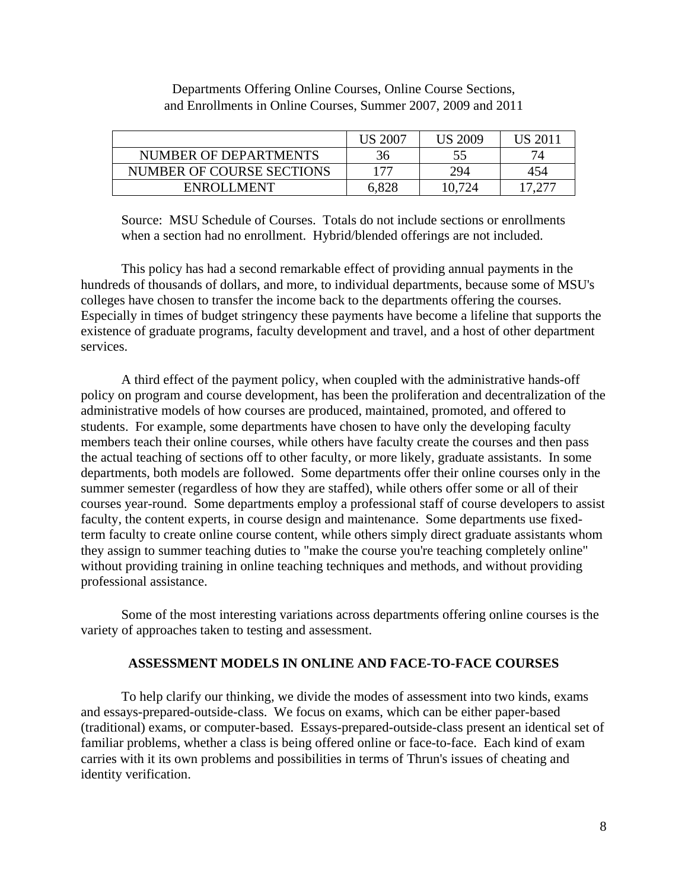Departments Offering Online Courses, Online Course Sections, and Enrollments in Online Courses, Summer 2007, 2009 and 2011

| | US 2007 | US 2009 | US 2011 |
|---|---|---|---|
| NUMBER OF DEPARTMENTS | 36 | 55 | 74 |
| NUMBER OF COURSE SECTIONS | 177 | 294 | 454 |
| ENROLLMENT | 6,828 | 10,724 | 17,277 |

Source: MSU Schedule of Courses. Totals do not include sections or enrollments when a section had no enrollment. Hybrid/blended offerings are not included.

This policy has had a second remarkable effect of providing annual payments in the hundreds of thousands of dollars, and more, to individual departments, because some of MSU's colleges have chosen to transfer the income back to the departments offering the courses. Especially in times of budget stringency these payments have become a lifeline that supports the existence of graduate programs, faculty development and travel, and a host of other department services.

A third effect of the payment policy, when coupled with the administrative hands-off policy on program and course development, has been the proliferation and decentralization of the administrative models of how courses are produced, maintained, promoted, and offered to students. For example, some departments have chosen to have only the developing faculty members teach their online courses, while others have faculty create the courses and then pass the actual teaching of sections off to other faculty, or more likely, graduate assistants. In some departments, both models are followed. Some departments offer their online courses only in the summer semester (regardless of how they are staffed), while others offer some or all of their courses year-round. Some departments employ a professional staff of course developers to assist faculty, the content experts, in course design and maintenance. Some departments use fixed-term faculty to create online course content, while others simply direct graduate assistants whom they assign to summer teaching duties to "make the course you're teaching completely online" without providing training in online teaching techniques and methods, and without providing professional assistance.

Some of the most interesting variations across departments offering online courses is the variety of approaches taken to testing and assessment.

## ASSESSMENT MODELS IN ONLINE AND FACE-TO-FACE COURSES

To help clarify our thinking, we divide the modes of assessment into two kinds, exams and essays-prepared-outside-class. We focus on exams, which can be either paper-based (traditional) exams, or computer-based. Essays-prepared-outside-class present an identical set of familiar problems, whether a class is being offered online or face-to-face. Each kind of exam carries with it its own problems and possibilities in terms of Thrun's issues of cheating and identity verification.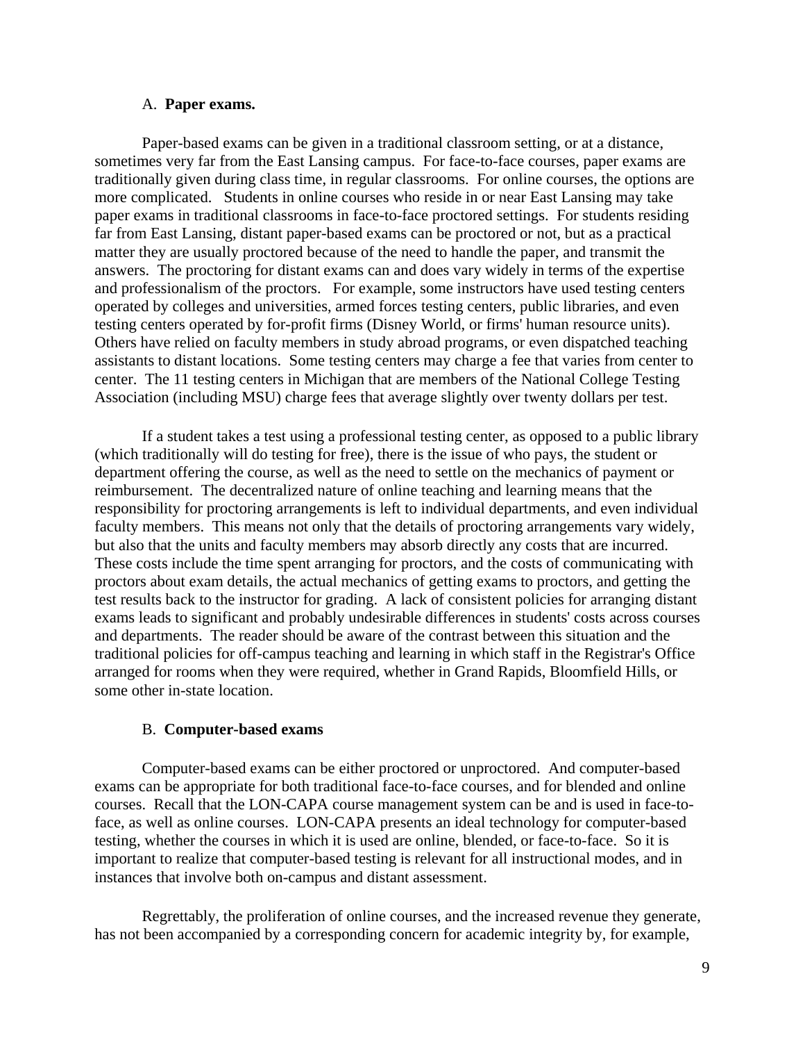### A. **Paper exams.**

Paper-based exams can be given in a traditional classroom setting, or at a distance, sometimes very far from the East Lansing campus. For face-to-face courses, paper exams are traditionally given during class time, in regular classrooms. For online courses, the options are more complicated. Students in online courses who reside in or near East Lansing may take paper exams in traditional classrooms in face-to-face proctored settings. For students residing far from East Lansing, distant paper-based exams can be proctored or not, but as a practical matter they are usually proctored because of the need to handle the paper, and transmit the answers. The proctoring for distant exams can and does vary widely in terms of the expertise and professionalism of the proctors. For example, some instructors have used testing centers operated by colleges and universities, armed forces testing centers, public libraries, and even testing centers operated by for-profit firms (Disney World, or firms' human resource units). Others have relied on faculty members in study abroad programs, or even dispatched teaching assistants to distant locations. Some testing centers may charge a fee that varies from center to center. The 11 testing centers in Michigan that are members of the National College Testing Association (including MSU) charge fees that average slightly over twenty dollars per test.

If a student takes a test using a professional testing center, as opposed to a public library (which traditionally will do testing for free), there is the issue of who pays, the student or department offering the course, as well as the need to settle on the mechanics of payment or reimbursement. The decentralized nature of online teaching and learning means that the responsibility for proctoring arrangements is left to individual departments, and even individual faculty members. This means not only that the details of proctoring arrangements vary widely, but also that the units and faculty members may absorb directly any costs that are incurred. These costs include the time spent arranging for proctors, and the costs of communicating with proctors about exam details, the actual mechanics of getting exams to proctors, and getting the test results back to the instructor for grading. A lack of consistent policies for arranging distant exams leads to significant and probably undesirable differences in students' costs across courses and departments. The reader should be aware of the contrast between this situation and the traditional policies for off-campus teaching and learning in which staff in the Registrar's Office arranged for rooms when they were required, whether in Grand Rapids, Bloomfield Hills, or some other in-state location.

### B. **Computer-based exams**

Computer-based exams can be either proctored or unproctored. And computer-based exams can be appropriate for both traditional face-to-face courses, and for blended and online courses. Recall that the LON-CAPA course management system can be and is used in face-to-face, as well as online courses. LON-CAPA presents an ideal technology for computer-based testing, whether the courses in which it is used are online, blended, or face-to-face. So it is important to realize that computer-based testing is relevant for all instructional modes, and in instances that involve both on-campus and distant assessment.

Regrettably, the proliferation of online courses, and the increased revenue they generate, has not been accompanied by a corresponding concern for academic integrity by, for example,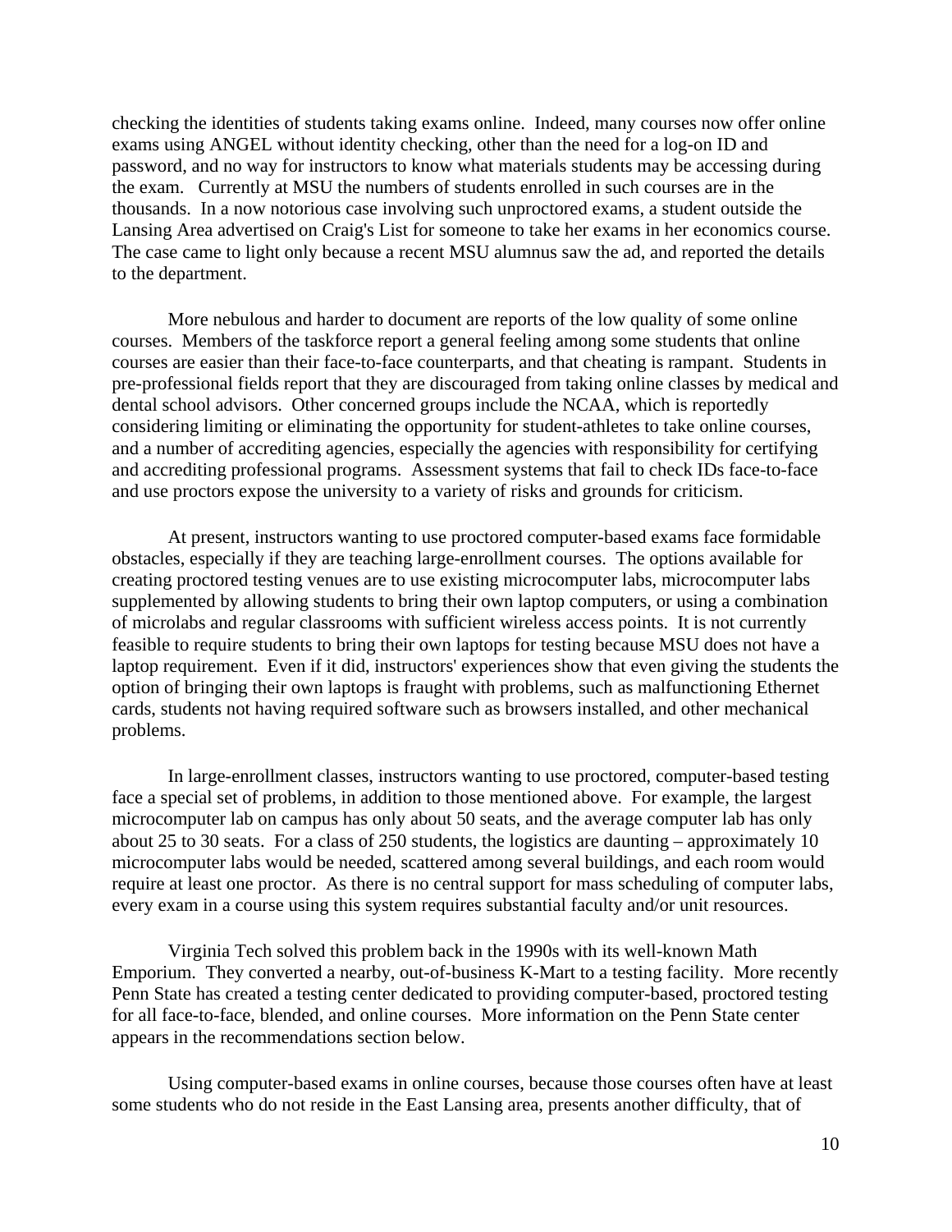checking the identities of students taking exams online. Indeed, many courses now offer online exams using ANGEL without identity checking, other than the need for a log-on ID and password, and no way for instructors to know what materials students may be accessing during the exam. Currently at MSU the numbers of students enrolled in such courses are in the thousands. In a now notorious case involving such unproctored exams, a student outside the Lansing Area advertised on Craig's List for someone to take her exams in her economics course. The case came to light only because a recent MSU alumnus saw the ad, and reported the details to the department.

More nebulous and harder to document are reports of the low quality of some online courses. Members of the taskforce report a general feeling among some students that online courses are easier than their face-to-face counterparts, and that cheating is rampant. Students in pre-professional fields report that they are discouraged from taking online classes by medical and dental school advisors. Other concerned groups include the NCAA, which is reportedly considering limiting or eliminating the opportunity for student-athletes to take online courses, and a number of accrediting agencies, especially the agencies with responsibility for certifying and accrediting professional programs. Assessment systems that fail to check IDs face-to-face and use proctors expose the university to a variety of risks and grounds for criticism.

At present, instructors wanting to use proctored computer-based exams face formidable obstacles, especially if they are teaching large-enrollment courses. The options available for creating proctored testing venues are to use existing microcomputer labs, microcomputer labs supplemented by allowing students to bring their own laptop computers, or using a combination of microlabs and regular classrooms with sufficient wireless access points. It is not currently feasible to require students to bring their own laptops for testing because MSU does not have a laptop requirement. Even if it did, instructors' experiences show that even giving the students the option of bringing their own laptops is fraught with problems, such as malfunctioning Ethernet cards, students not having required software such as browsers installed, and other mechanical problems.

In large-enrollment classes, instructors wanting to use proctored, computer-based testing face a special set of problems, in addition to those mentioned above. For example, the largest microcomputer lab on campus has only about 50 seats, and the average computer lab has only about 25 to 30 seats. For a class of 250 students, the logistics are daunting – approximately 10 microcomputer labs would be needed, scattered among several buildings, and each room would require at least one proctor. As there is no central support for mass scheduling of computer labs, every exam in a course using this system requires substantial faculty and/or unit resources.

Virginia Tech solved this problem back in the 1990s with its well-known Math Emporium. They converted a nearby, out-of-business K-Mart to a testing facility. More recently Penn State has created a testing center dedicated to providing computer-based, proctored testing for all face-to-face, blended, and online courses. More information on the Penn State center appears in the recommendations section below.

Using computer-based exams in online courses, because those courses often have at least some students who do not reside in the East Lansing area, presents another difficulty, that of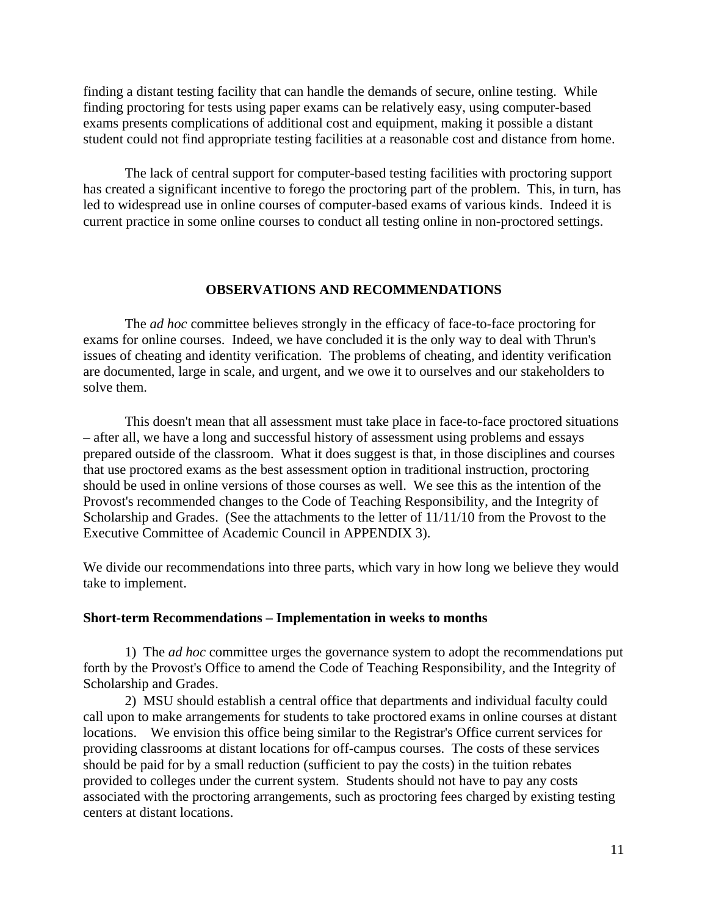finding a distant testing facility that can handle the demands of secure, online testing. While finding proctoring for tests using paper exams can be relatively easy, using computer-based exams presents complications of additional cost and equipment, making it possible a distant student could not find appropriate testing facilities at a reasonable cost and distance from home.

The lack of central support for computer-based testing facilities with proctoring support has created a significant incentive to forego the proctoring part of the problem. This, in turn, has led to widespread use in online courses of computer-based exams of various kinds. Indeed it is current practice in some online courses to conduct all testing online in non-proctored settings.

## OBSERVATIONS AND RECOMMENDATIONS

The *ad hoc* committee believes strongly in the efficacy of face-to-face proctoring for exams for online courses. Indeed, we have concluded it is the only way to deal with Thrun's issues of cheating and identity verification. The problems of cheating, and identity verification are documented, large in scale, and urgent, and we owe it to ourselves and our stakeholders to solve them.

This doesn't mean that all assessment must take place in face-to-face proctored situations – after all, we have a long and successful history of assessment using problems and essays prepared outside of the classroom. What it does suggest is that, in those disciplines and courses that use proctored exams as the best assessment option in traditional instruction, proctoring should be used in online versions of those courses as well. We see this as the intention of the Provost's recommended changes to the Code of Teaching Responsibility, and the Integrity of Scholarship and Grades. (See the attachments to the letter of 11/11/10 from the Provost to the Executive Committee of Academic Council in APPENDIX 3).

We divide our recommendations into three parts, which vary in how long we believe they would take to implement.

**Short-term Recommendations – Implementation in weeks to months**

1) The *ad hoc* committee urges the governance system to adopt the recommendations put forth by the Provost's Office to amend the Code of Teaching Responsibility, and the Integrity of Scholarship and Grades.

2) MSU should establish a central office that departments and individual faculty could call upon to make arrangements for students to take proctored exams in online courses at distant locations. We envision this office being similar to the Registrar's Office current services for providing classrooms at distant locations for off-campus courses. The costs of these services should be paid for by a small reduction (sufficient to pay the costs) in the tuition rebates provided to colleges under the current system. Students should not have to pay any costs associated with the proctoring arrangements, such as proctoring fees charged by existing testing centers at distant locations.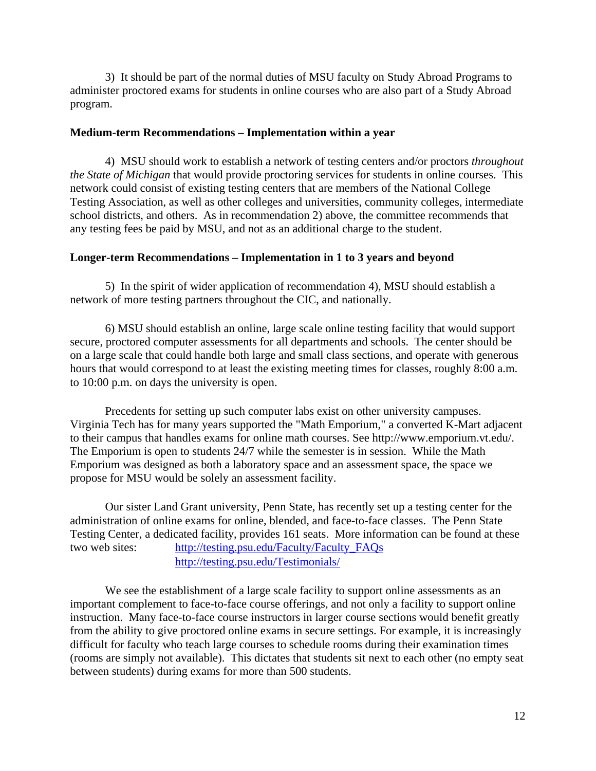3) It should be part of the normal duties of MSU faculty on Study Abroad Programs to administer proctored exams for students in online courses who are also part of a Study Abroad program.

**Medium-term Recommendations – Implementation within a year**

4) MSU should work to establish a network of testing centers and/or proctors *throughout the State of Michigan* that would provide proctoring services for students in online courses. This network could consist of existing testing centers that are members of the National College Testing Association, as well as other colleges and universities, community colleges, intermediate school districts, and others. As in recommendation 2) above, the committee recommends that any testing fees be paid by MSU, and not as an additional charge to the student.

**Longer-term Recommendations – Implementation in 1 to 3 years and beyond**

5) In the spirit of wider application of recommendation 4), MSU should establish a network of more testing partners throughout the CIC, and nationally.

6) MSU should establish an online, large scale online testing facility that would support secure, proctored computer assessments for all departments and schools. The center should be on a large scale that could handle both large and small class sections, and operate with generous hours that would correspond to at least the existing meeting times for classes, roughly 8:00 a.m. to 10:00 p.m. on days the university is open.

Precedents for setting up such computer labs exist on other university campuses. Virginia Tech has for many years supported the "Math Emporium," a converted K-Mart adjacent to their campus that handles exams for online math courses. See http://www.emporium.vt.edu/. The Emporium is open to students 24/7 while the semester is in session. While the Math Emporium was designed as both a laboratory space and an assessment space, the space we propose for MSU would be solely an assessment facility.

Our sister Land Grant university, Penn State, has recently set up a testing center for the administration of online exams for online, blended, and face-to-face classes. The Penn State Testing Center, a dedicated facility, provides 161 seats. More information can be found at these two web sites: http://testing.psu.edu/Faculty/Faculty_FAQs
http://testing.psu.edu/Testimonials/

We see the establishment of a large scale facility to support online assessments as an important complement to face-to-face course offerings, and not only a facility to support online instruction. Many face-to-face course instructors in larger course sections would benefit greatly from the ability to give proctored online exams in secure settings. For example, it is increasingly difficult for faculty who teach large courses to schedule rooms during their examination times (rooms are simply not available). This dictates that students sit next to each other (no empty seat between students) during exams for more than 500 students.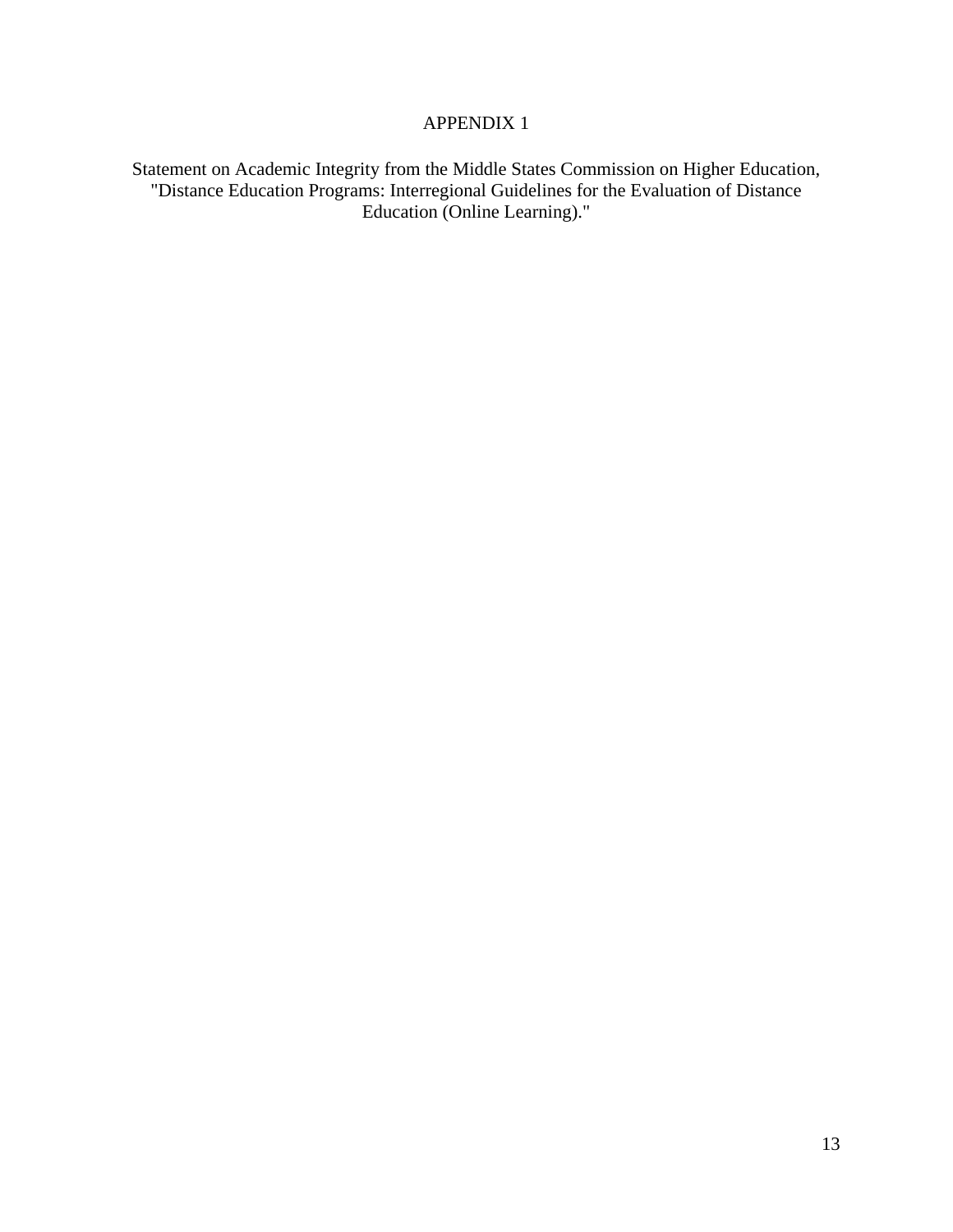# APPENDIX 1

Statement on Academic Integrity from the Middle States Commission on Higher Education, "Distance Education Programs: Interregional Guidelines for the Evaluation of Distance Education (Online Learning)."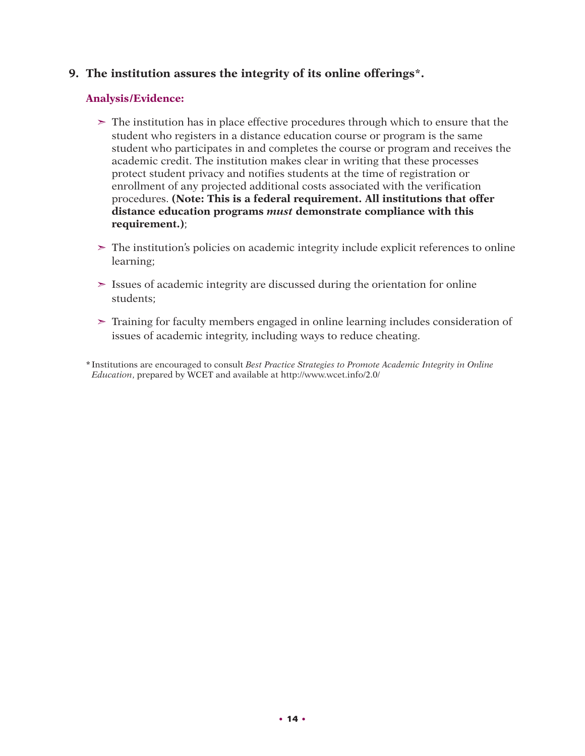## 9. The institution assures the integrity of its online offerings*.

### Analysis/Evidence:

- The institution has in place effective procedures through which to ensure that the student who registers in a distance education course or program is the same student who participates in and completes the course or program and receives the academic credit. The institution makes clear in writing that these processes protect student privacy and notifies students at the time of registration or enrollment of any projected additional costs associated with the verification procedures. **(Note: This is a federal requirement. All institutions that offer distance education programs *must* demonstrate compliance with this requirement.)**;
- The institution's policies on academic integrity include explicit references to online learning;
- Issues of academic integrity are discussed during the orientation for online students;
- Training for faculty members engaged in online learning includes consideration of issues of academic integrity, including ways to reduce cheating.

\* Institutions are encouraged to consult *Best Practice Strategies to Promote Academic Integrity in Online Education*, prepared by WCET and available at http://www.wcet.info/2.0/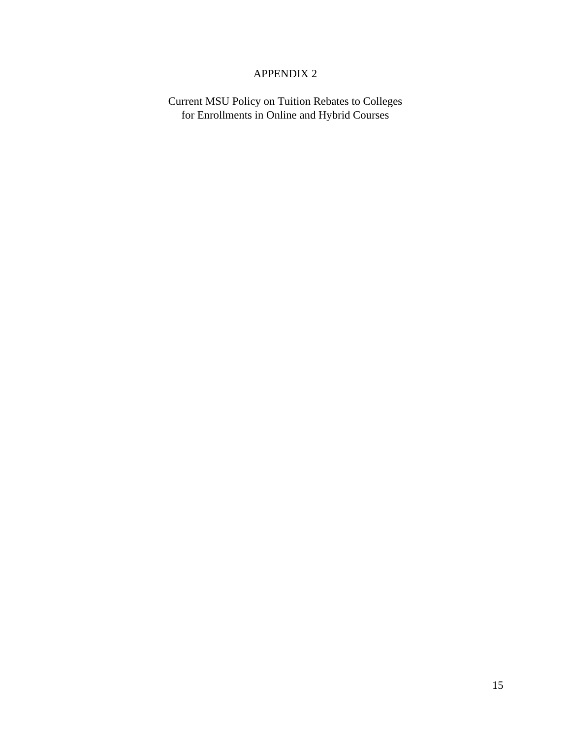# APPENDIX 2

## Current MSU Policy on Tuition Rebates to Colleges for Enrollments in Online and Hybrid Courses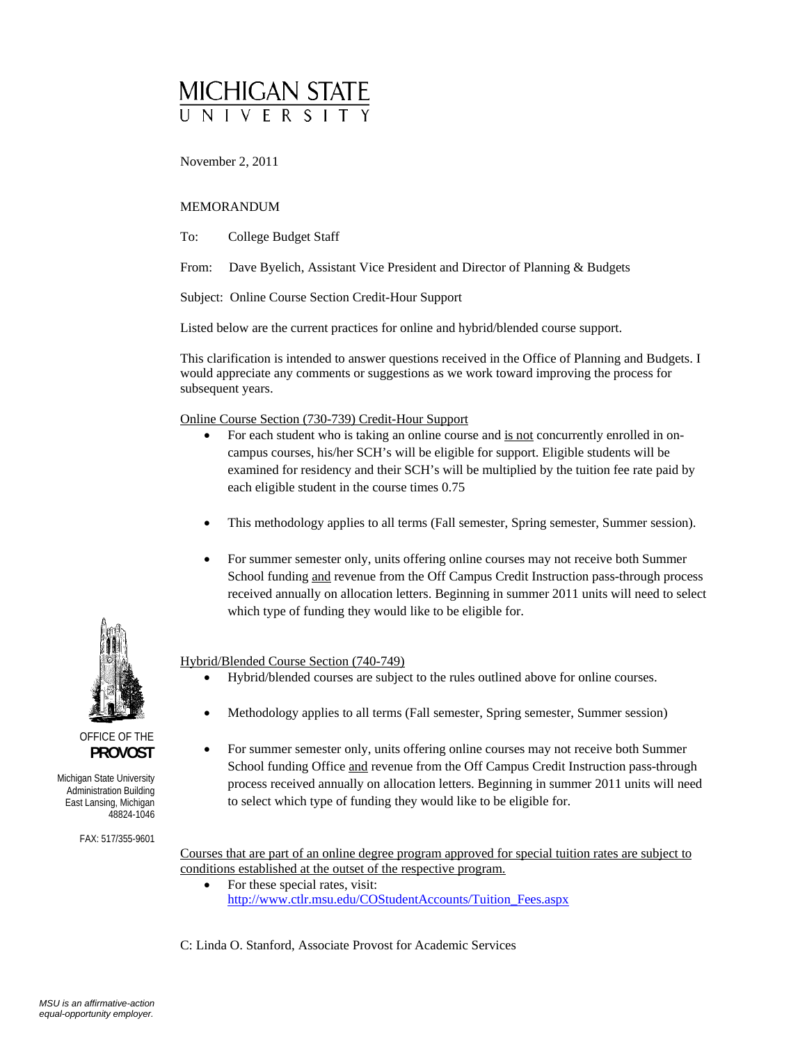# MICHIGAN STATE UNIVERSITY

November 2, 2011

MEMORANDUM

To: College Budget Staff

From: Dave Byelich, Assistant Vice President and Director of Planning & Budgets

Subject: Online Course Section Credit-Hour Support

Listed below are the current practices for online and hybrid/blended course support.

This clarification is intended to answer questions received in the Office of Planning and Budgets. I would appreciate any comments or suggestions as we work toward improving the process for subsequent years.

Online Course Section (730-739) Credit-Hour Support

- For each student who is taking an online course and is not concurrently enrolled in on-campus courses, his/her SCH's will be eligible for support. Eligible students will be examined for residency and their SCH's will be multiplied by the tuition fee rate paid by each eligible student in the course times 0.75
- This methodology applies to all terms (Fall semester, Spring semester, Summer session).
- For summer semester only, units offering online courses may not receive both Summer School funding and revenue from the Off Campus Credit Instruction pass-through process received annually on allocation letters. Beginning in summer 2011 units will need to select which type of funding they would like to be eligible for.

Hybrid/Blended Course Section (740-749)

- Hybrid/blended courses are subject to the rules outlined above for online courses.
- Methodology applies to all terms (Fall semester, Spring semester, Summer session)
- For summer semester only, units offering online courses may not receive both Summer School funding Office and revenue from the Off Campus Credit Instruction pass-through process received annually on allocation letters. Beginning in summer 2011 units will need to select which type of funding they would like to be eligible for.

Courses that are part of an online degree program approved for special tuition rates are subject to conditions established at the outset of the respective program.

- For these special rates, visit: http://www.ctlr.msu.edu/COStudentAccounts/Tuition_Fees.aspx

C: Linda O. Stanford, Associate Provost for Academic Services

OFFICE OF THE **PROVOST**

Michigan State University
Administration Building
East Lansing, Michigan
48824-1046

FAX: 517/355-9601

*MSU is an affirmative-action equal-opportunity employer.*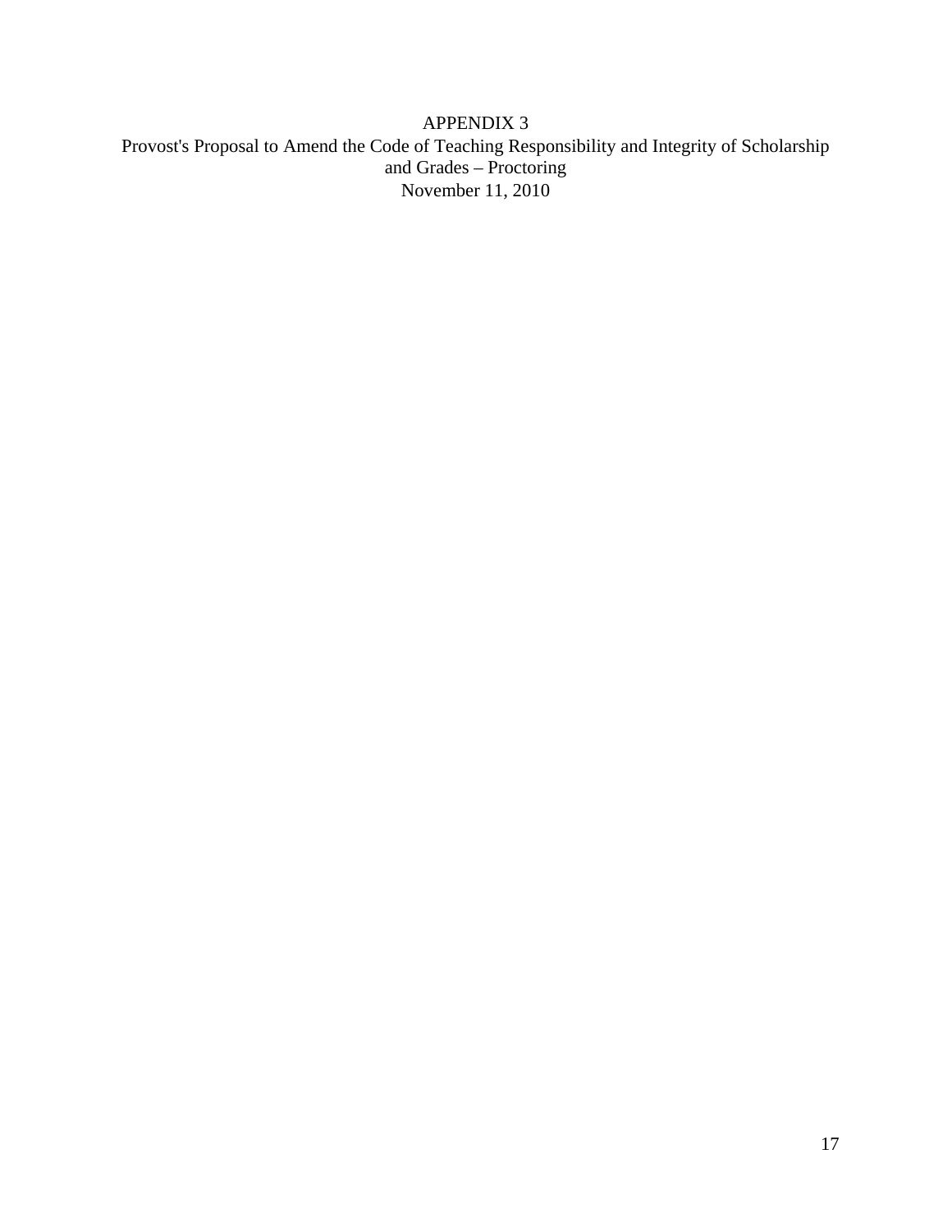# APPENDIX 3

Provost's Proposal to Amend the Code of Teaching Responsibility and Integrity of Scholarship and Grades – Proctoring

November 11, 2010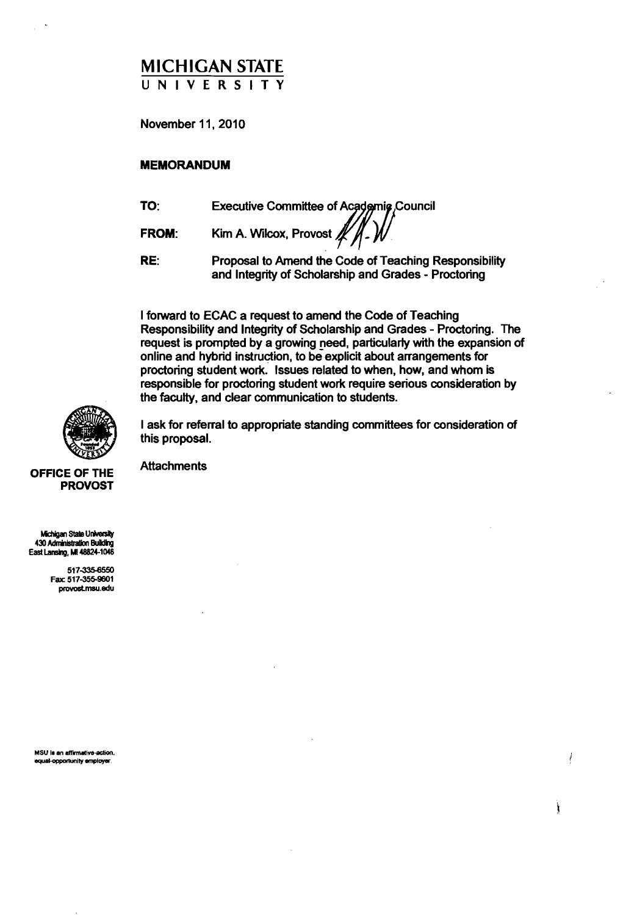# MICHIGAN STATE UNIVERSITY

November 11, 2010

**MEMORANDUM**

**TO:** Executive Committee of Academic Council

**FROM:** Kim A. Wilcox, Provost

**RE:** Proposal to Amend the Code of Teaching Responsibility and Integrity of Scholarship and Grades - Proctoring

I forward to ECAC a request to amend the Code of Teaching Responsibility and Integrity of Scholarship and Grades - Proctoring. The request is prompted by a growing need, particularly with the expansion of online and hybrid instruction, to be explicit about arrangements for proctoring student work. Issues related to when, how, and whom is responsible for proctoring student work require serious consideration by the faculty, and clear communication to students.

I ask for referral to appropriate standing committees for consideration of this proposal.

Attachments

**OFFICE OF THE PROVOST**

Michigan State University
430 Administration Building
East Lansing, MI 48824-1046

517-335-6550
Fax: 517-355-9601
provost.msu.edu

MSU is an affirmative-action, equal-opportunity employer.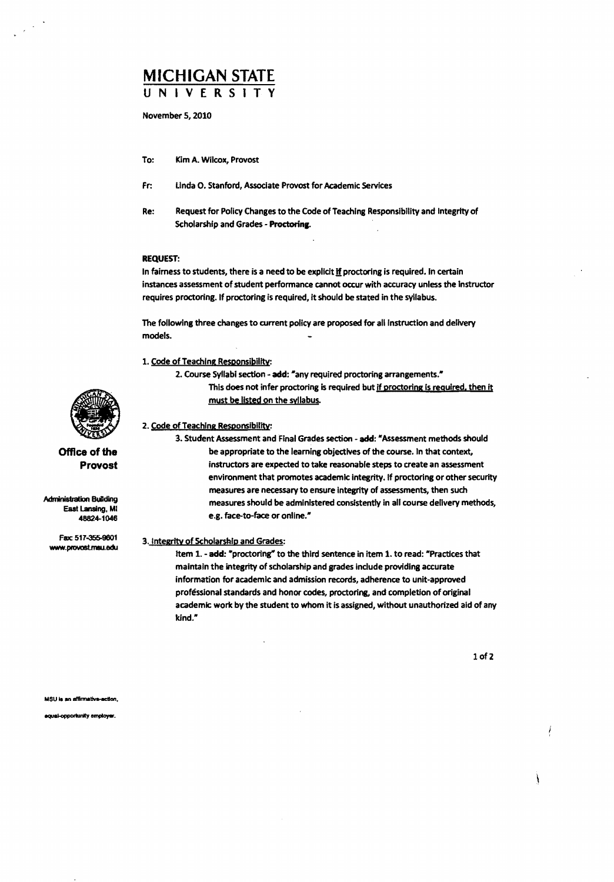# MICHIGAN STATE UNIVERSITY

November 5, 2010

**To:** Kim A. Wilcox, Provost

**Fr:** Linda O. Stanford, Associate Provost for Academic Services

**Re:** Request for Policy Changes to the Code of Teaching Responsibility and Integrity of Scholarship and Grades - **Proctoring.**

**REQUEST:**

In fairness to students, there is a need to be explicit <u>if</u> proctoring is required. In certain instances assessment of student performance cannot occur with accuracy unless the instructor requires proctoring. If proctoring is required, it should be stated in the syllabus.

The following three changes to current policy are proposed for all instruction and delivery models.

1. <u>Code of Teaching Responsibility:</u>

   2. Course Syllabi section - **add:** "any required proctoring arrangements."
   This does not infer proctoring is required but <u>if proctoring is required, then it must be listed on the syllabus.</u>

2. <u>Code of Teaching Responsibility:</u>

   3. Student Assessment and Final Grades section - **add:** "Assessment methods should be appropriate to the learning objectives of the course. In that context, instructors are expected to take reasonable steps to create an assessment environment that promotes academic integrity. If proctoring or other security measures are necessary to ensure integrity of assessments, then such measures should be administered consistently in all course delivery methods, e.g. face-to-face or online."

3. <u>Integrity of Scholarship and Grades:</u>

   Item 1. - **add:** "proctoring" to the third sentence in item 1. to read: "Practices that maintain the integrity of scholarship and grades include providing accurate information for academic and admission records, adherence to unit-approved proféssional standards and honor codes, proctoring, and completion of original academic work by the student to whom it is assigned, without unauthorized aid of any kind."

**Office of the Provost**

Administration Building
East Lansing, MI
48824-1046

Fax 517-355-9601
www.provost.msu.edu

MSU is an affirmative-action, equal-opportunity employer.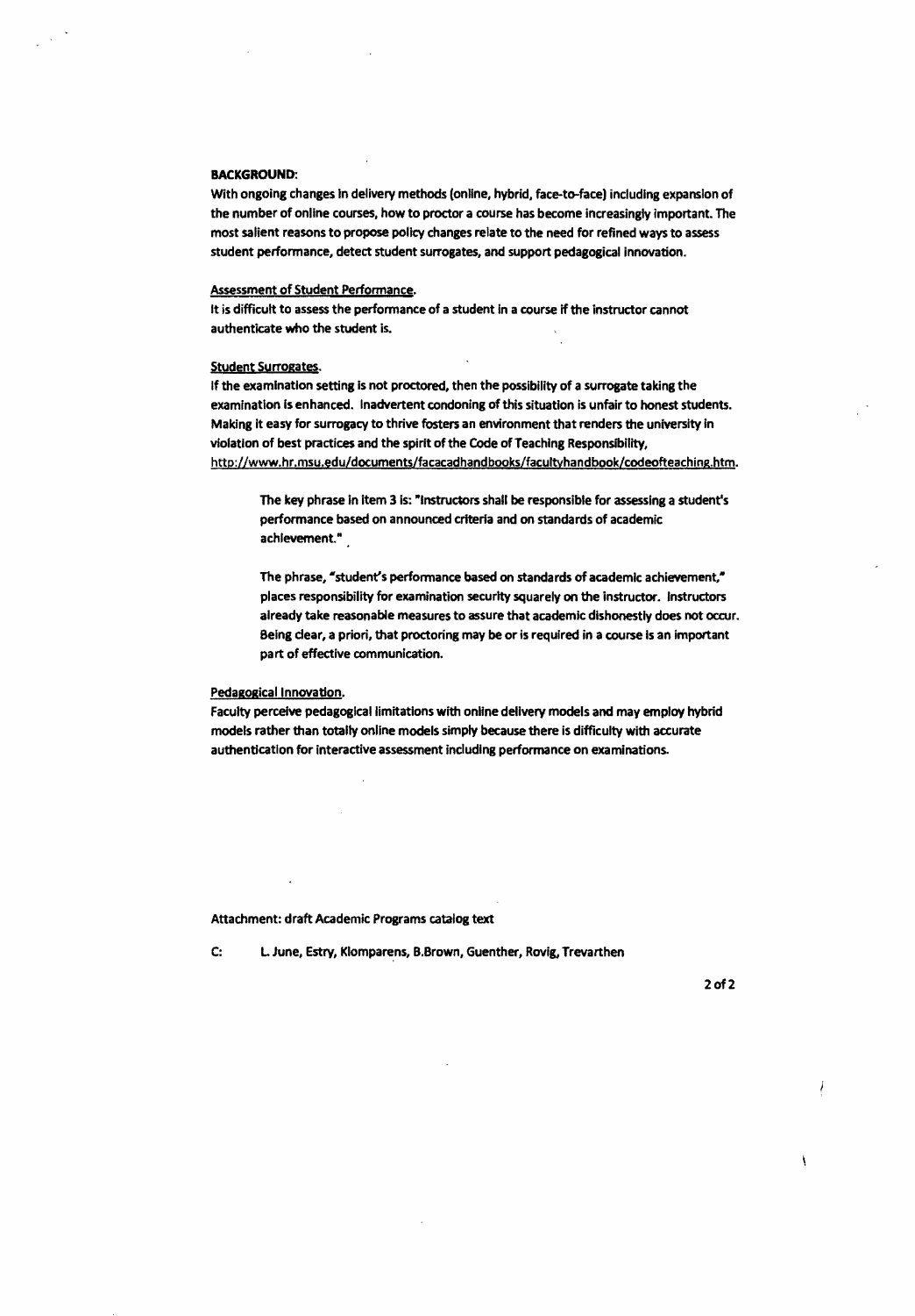**BACKGROUND:**

With ongoing changes in delivery methods (online, hybrid, face-to-face) including expansion of the number of online courses, how to proctor a course has become increasingly important. The most salient reasons to propose policy changes relate to the need for refined ways to assess student performance, detect student surrogates, and support pedagogical innovation.

Assessment of Student Performance.

It is difficult to assess the performance of a student in a course if the instructor cannot authenticate who the student is.

Student Surrogates.

If the examination setting is not proctored, then the possibility of a surrogate taking the examination is enhanced. Inadvertent condoning of this situation is unfair to honest students. Making it easy for surrogacy to thrive fosters an environment that renders the university in violation of best practices and the spirit of the Code of Teaching Responsibility, http://www.hr.msu.edu/documents/facacadhandbooks/facultyhandbook/codeofteaching.htm.

> The key phrase in item 3 is: "Instructors shall be responsible for assessing a student's performance based on announced criteria and on standards of academic achievement."
>
> The phrase, "student's performance based on standards of academic achievement," places responsibility for examination security squarely on the instructor. Instructors already take reasonable measures to assure that academic dishonestly does not occur. Being clear, a priori, that proctoring may be or is required in a course is an important part of effective communication.

Pedagogical Innovation.

Faculty perceive pedagogical limitations with online delivery models and may employ hybrid models rather than totally online models simply because there is difficulty with accurate authentication for interactive assessment including performance on examinations.

Attachment: draft Academic Programs catalog text

C: L. June, Estry, Klomparens, B.Brown, Guenther, Rovig, Trevarthen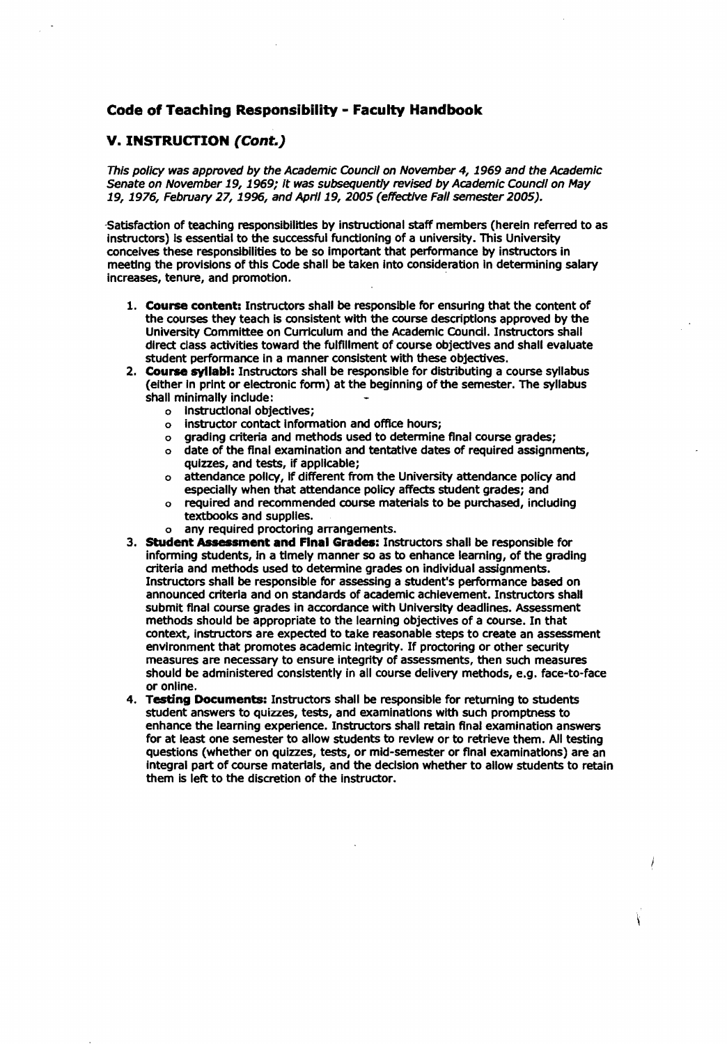## Code of Teaching Responsibility - Faculty Handbook

### V. INSTRUCTION *(Cont.)*

*This policy was approved by the Academic Council on November 4, 1969 and the Academic Senate on November 19, 1969; it was subsequently revised by Academic Council on May 19, 1976, February 27, 1996, and April 19, 2005 (effective Fall semester 2005).*

Satisfaction of teaching responsibilities by instructional staff members (herein referred to as instructors) is essential to the successful functioning of a university. This University conceives these responsibilities to be so important that performance by instructors in meeting the provisions of this Code shall be taken into consideration in determining salary increases, tenure, and promotion.

1. **Course content:** Instructors shall be responsible for ensuring that the content of the courses they teach is consistent with the course descriptions approved by the University Committee on Curriculum and the Academic Council. Instructors shall direct class activities toward the fulfillment of course objectives and shall evaluate student performance in a manner consistent with these objectives.
2. **Course syllabi:** Instructors shall be responsible for distributing a course syllabus (either in print or electronic form) at the beginning of the semester. The syllabus shall minimally include:
    - instructional objectives;
    - instructor contact information and office hours;
    - grading criteria and methods used to determine final course grades;
    - date of the final examination and tentative dates of required assignments, quizzes, and tests, if applicable;
    - attendance policy, if different from the University attendance policy and especially when that attendance policy affects student grades; and
    - required and recommended course materials to be purchased, including textbooks and supplies.
    - any required proctoring arrangements.
3. **Student Assessment and Final Grades:** Instructors shall be responsible for informing students, in a timely manner so as to enhance learning, of the grading criteria and methods used to determine grades on individual assignments. Instructors shall be responsible for assessing a student's performance based on announced criteria and on standards of academic achievement. Instructors shall submit final course grades in accordance with University deadlines. Assessment methods should be appropriate to the learning objectives of a course. In that context, instructors are expected to take reasonable steps to create an assessment environment that promotes academic integrity. If proctoring or other security measures are necessary to ensure integrity of assessments, then such measures should be administered consistently in all course delivery methods, e.g. face-to-face or online.
4. **Testing Documents:** Instructors shall be responsible for returning to students student answers to quizzes, tests, and examinations with such promptness to enhance the learning experience. Instructors shall retain final examination answers for at least one semester to allow students to review or to retrieve them. All testing questions (whether on quizzes, tests, or mid-semester or final examinations) are an integral part of course materials, and the decision whether to allow students to retain them is left to the discretion of the instructor.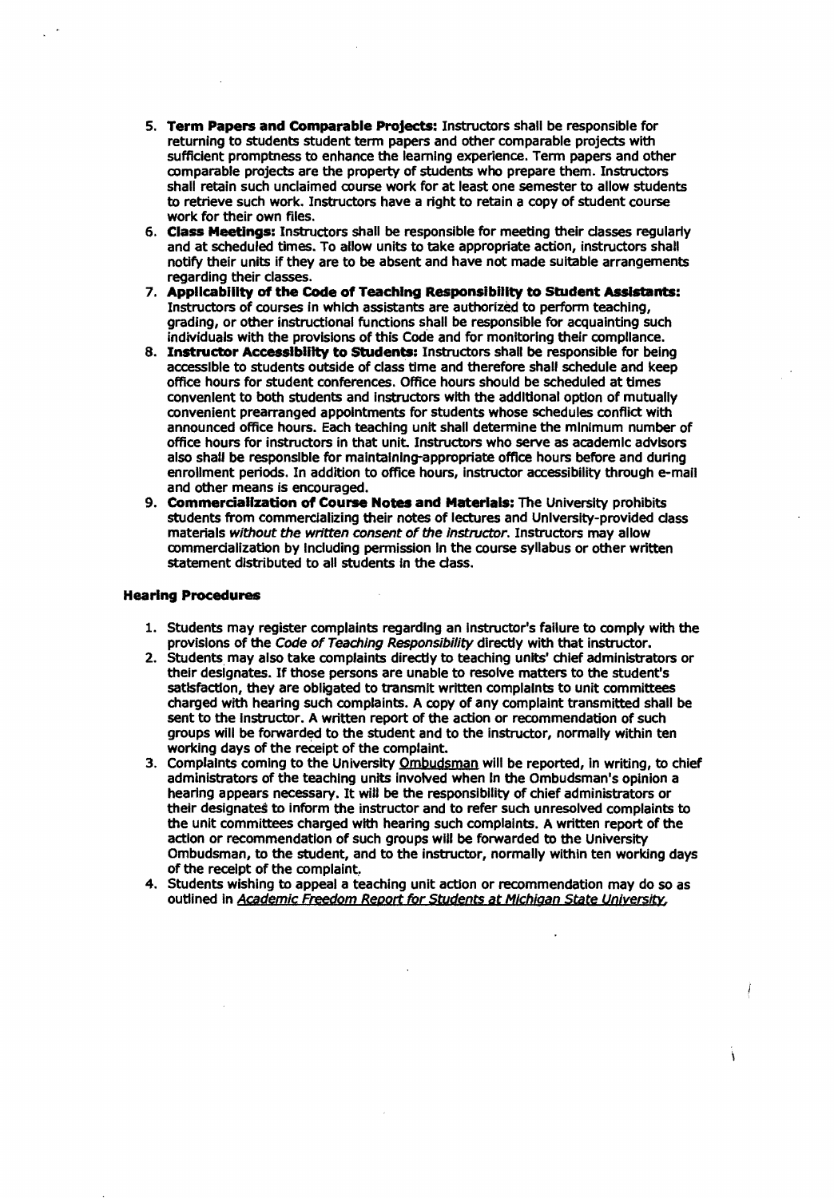5. **Term Papers and Comparable Projects:** Instructors shall be responsible for returning to students student term papers and other comparable projects with sufficient promptness to enhance the learning experience. Term papers and other comparable projects are the property of students who prepare them. Instructors shall retain such unclaimed course work for at least one semester to allow students to retrieve such work. Instructors have a right to retain a copy of student course work for their own files.
6. **Class Meetings:** Instructors shall be responsible for meeting their classes regularly and at scheduled times. To allow units to take appropriate action, instructors shall notify their units if they are to be absent and have not made suitable arrangements regarding their classes.
7. **Applicability of the Code of Teaching Responsibility to Student Assistants:** Instructors of courses in which assistants are authorized to perform teaching, grading, or other instructional functions shall be responsible for acquainting such individuals with the provisions of this Code and for monitoring their compliance.
8. **Instructor Accessibility to Students:** Instructors shall be responsible for being accessible to students outside of class time and therefore shall schedule and keep office hours for student conferences. Office hours should be scheduled at times convenient to both students and instructors with the additional option of mutually convenient prearranged appointments for students whose schedules conflict with announced office hours. Each teaching unit shall determine the minimum number of office hours for instructors in that unit. Instructors who serve as academic advisors also shall be responsible for maintaining-appropriate office hours before and during enrollment periods. In addition to office hours, instructor accessibility through e-mail and other means is encouraged.
9. **Commercialization of Course Notes and Materials:** The University prohibits students from commercializing their notes of lectures and University-provided class materials *without the written consent of the instructor*. Instructors may allow commercialization by including permission in the course syllabus or other written statement distributed to all students in the class.

### Hearing Procedures

1. Students may register complaints regarding an instructor's failure to comply with the provisions of the *Code of Teaching Responsibility* directly with that instructor.
2. Students may also take complaints directly to teaching units' chief administrators or their designates. If those persons are unable to resolve matters to the student's satisfaction, they are obligated to transmit written complaints to unit committees charged with hearing such complaints. A copy of any complaint transmitted shall be sent to the instructor. A written report of the action or recommendation of such groups will be forwarded to the student and to the instructor, normally within ten working days of the receipt of the complaint.
3. Complaints coming to the University Ombudsman will be reported, in writing, to chief administrators of the teaching units involved when in the Ombudsman's opinion a hearing appears necessary. It will be the responsibility of chief administrators or their designates to inform the instructor and to refer such unresolved complaints to the unit committees charged with hearing such complaints. A written report of the action or recommendation of such groups will be forwarded to the University Ombudsman, to the student, and to the instructor, normally within ten working days of the receipt of the complaint.
4. Students wishing to appeal a teaching unit action or recommendation may do so as outlined in *Academic Freedom Report for Students at Michigan State University,*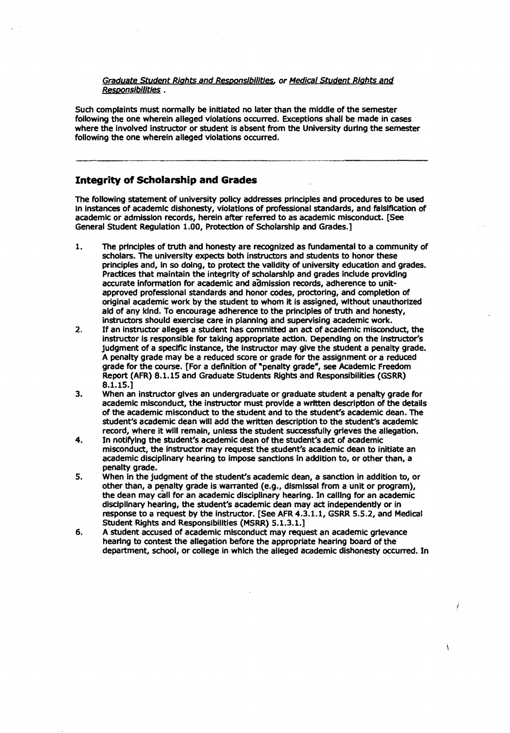*Graduate Student Rights and Responsibilities, or Medical Student Rights and Responsibilities* .

Such complaints must normally be initiated no later than the middle of the semester following the one wherein alleged violations occurred. Exceptions shall be made in cases where the involved instructor or student is absent from the University during the semester following the one wherein alleged violations occurred.

---

## Integrity of Scholarship and Grades

The following statement of university policy addresses principles and procedures to be used in instances of academic dishonesty, violations of professional standards, and falsification of academic or admission records, herein after referred to as academic misconduct. [See General Student Regulation 1.00, Protection of Scholarship and Grades.]

1. The principles of truth and honesty are recognized as fundamental to a community of scholars. The university expects both instructors and students to honor these principles and, in so doing, to protect the validity of university education and grades. Practices that maintain the integrity of scholarship and grades include providing accurate information for academic and admission records, adherence to unit-approved professional standards and honor codes, proctoring, and completion of original academic work by the student to whom it is assigned, without unauthorized aid of any kind. To encourage adherence to the principles of truth and honesty, instructors should exercise care in planning and supervising academic work.
2. If an instructor alleges a student has committed an act of academic misconduct, the instructor is responsible for taking appropriate action. Depending on the instructor's judgment of a specific instance, the instructor may give the student a penalty grade. A penalty grade may be a reduced score or grade for the assignment or a reduced grade for the course. [For a definition of "penalty grade", see Academic Freedom Report (AFR) 8.1.15 and Graduate Students Rights and Responsibilities (GSRR) 8.1.15.]
3. When an instructor gives an undergraduate or graduate student a penalty grade for academic misconduct, the instructor must provide a written description of the details of the academic misconduct to the student and to the student's academic dean. The student's academic dean will add the written description to the student's academic record, where it will remain, unless the student successfully grieves the allegation.
4. In notifying the student's academic dean of the student's act of academic misconduct, the instructor may request the student's academic dean to initiate an academic disciplinary hearing to impose sanctions in addition to, or other than, a penalty grade.
5. When in the judgment of the student's academic dean, a sanction in addition to, or other than, a penalty grade is warranted (e.g., dismissal from a unit or program), the dean may call for an academic disciplinary hearing. In calling for an academic disciplinary hearing, the student's academic dean may act independently or in response to a request by the instructor. [See AFR 4.3.1.1, GSRR 5.5.2, and Medical Student Rights and Responsibilities (MSRR) 5.1.3.1.]
6. A student accused of academic misconduct may request an academic grievance hearing to contest the allegation before the appropriate hearing board of the department, school, or college in which the alleged academic dishonesty occurred. In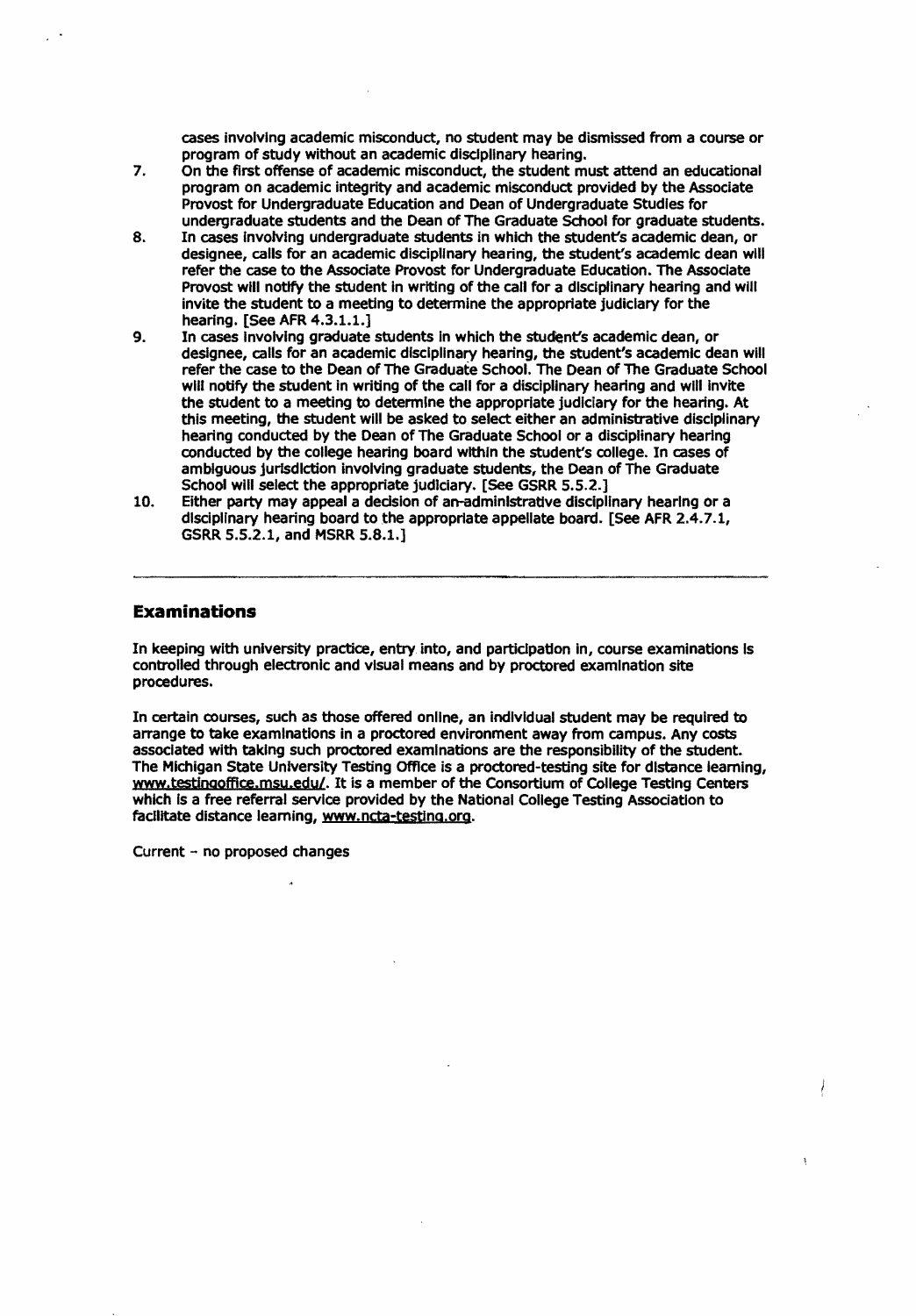cases involving academic misconduct, no student may be dismissed from a course or program of study without an academic disciplinary hearing.

7. On the first offense of academic misconduct, the student must attend an educational program on academic integrity and academic misconduct provided by the Associate Provost for Undergraduate Education and Dean of Undergraduate Studies for undergraduate students and the Dean of The Graduate School for graduate students.
8. In cases involving undergraduate students in which the student's academic dean, or designee, calls for an academic disciplinary hearing, the student's academic dean will refer the case to the Associate Provost for Undergraduate Education. The Associate Provost will notify the student in writing of the call for a disciplinary hearing and will invite the student to a meeting to determine the appropriate judiciary for the hearing. [See AFR 4.3.1.1.]
9. In cases involving graduate students in which the student's academic dean, or designee, calls for an academic disciplinary hearing, the student's academic dean will refer the case to the Dean of The Graduate School. The Dean of The Graduate School will notify the student in writing of the call for a disciplinary hearing and will invite the student to a meeting to determine the appropriate judiciary for the hearing. At this meeting, the student will be asked to select either an administrative disciplinary hearing conducted by the Dean of The Graduate School or a disciplinary hearing conducted by the college hearing board within the student's college. In cases of ambiguous jurisdiction involving graduate students, the Dean of The Graduate School will select the appropriate judiciary. [See GSRR 5.5.2.]
10. Either party may appeal a decision of an administrative disciplinary hearing or a disciplinary hearing board to the appropriate appellate board. [See AFR 2.4.7.1, GSRR 5.5.2.1, and MSRR 5.8.1.]

---

## Examinations

In keeping with university practice, entry into, and participation in, course examinations is controlled through electronic and visual means and by proctored examination site procedures.

In certain courses, such as those offered online, an individual student may be required to arrange to take examinations in a proctored environment away from campus. Any costs associated with taking such proctored examinations are the responsibility of the student. The Michigan State University Testing Office is a proctored-testing site for distance learning, www.testingoffice.msu.edu/. It is a member of the Consortium of College Testing Centers which is a free referral service provided by the National College Testing Association to facilitate distance learning, www.ncta-testing.org.

Current – no proposed changes